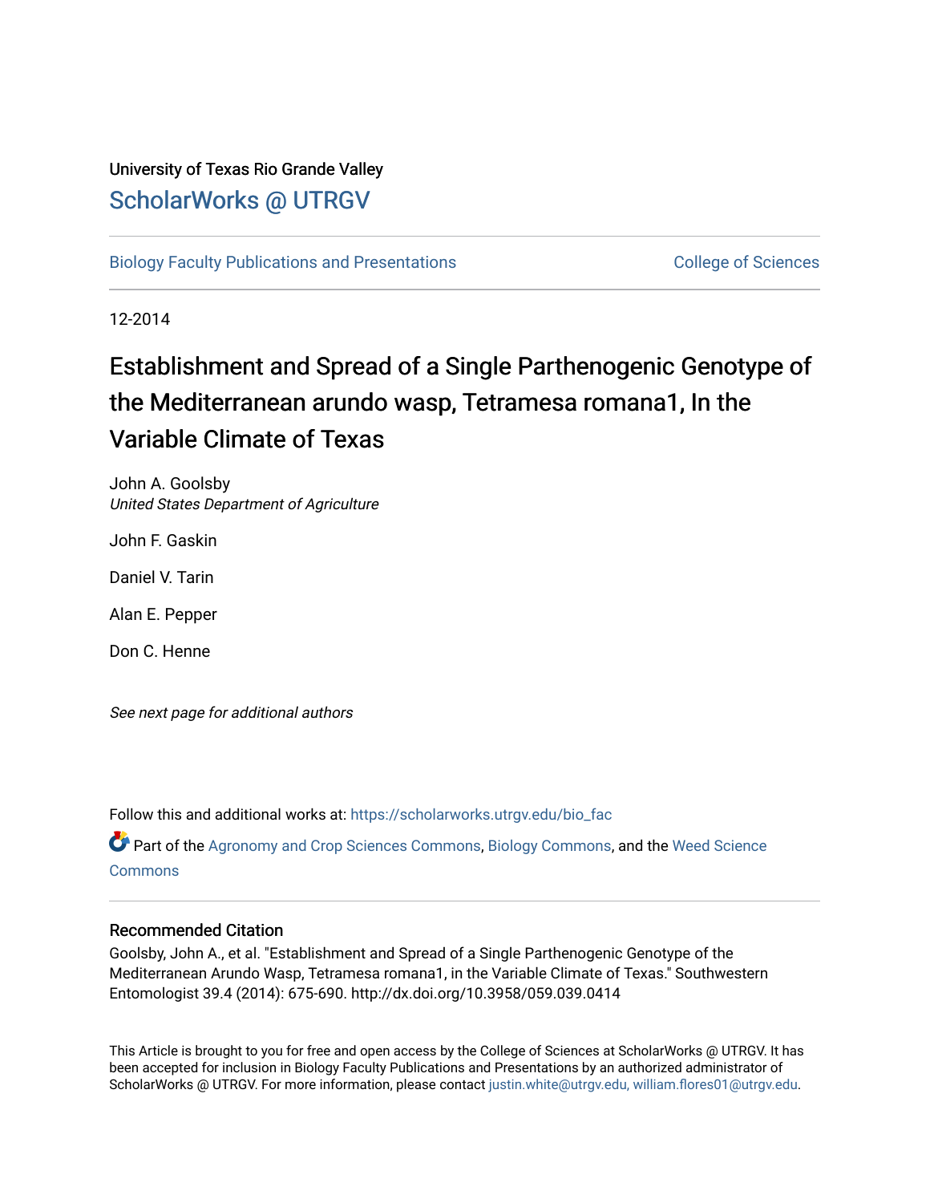University of Texas Rio Grande Valley

ScholarWorks @ UTRGV

Biology Faculty Publications and Presentations

College of Sciences

12-2014

# Establishment and Spread of a Single Parthenogenic Genotype of the Mediterranean arundo wasp, Tetramesa romana1, In the Variable Climate of Texas

John A. Goolsby
*United States Department of Agriculture*

John F. Gaskin

Daniel V. Tarin

Alan E. Pepper

Don C. Henne

*See next page for additional authors*

Follow this and additional works at: https://scholarworks.utrgv.edu/bio_fac

Part of the Agronomy and Crop Sciences Commons, Biology Commons, and the Weed Science Commons

## Recommended Citation

Goolsby, John A., et al. "Establishment and Spread of a Single Parthenogenic Genotype of the Mediterranean Arundo Wasp, Tetramesa romana1, in the Variable Climate of Texas." Southwestern Entomologist 39.4 (2014): 675-690. http://dx.doi.org/10.3958/059.039.0414

This Article is brought to you for free and open access by the College of Sciences at ScholarWorks @ UTRGV. It has been accepted for inclusion in Biology Faculty Publications and Presentations by an authorized administrator of ScholarWorks @ UTRGV. For more information, please contact justin.white@utrgv.edu, william.flores01@utrgv.edu.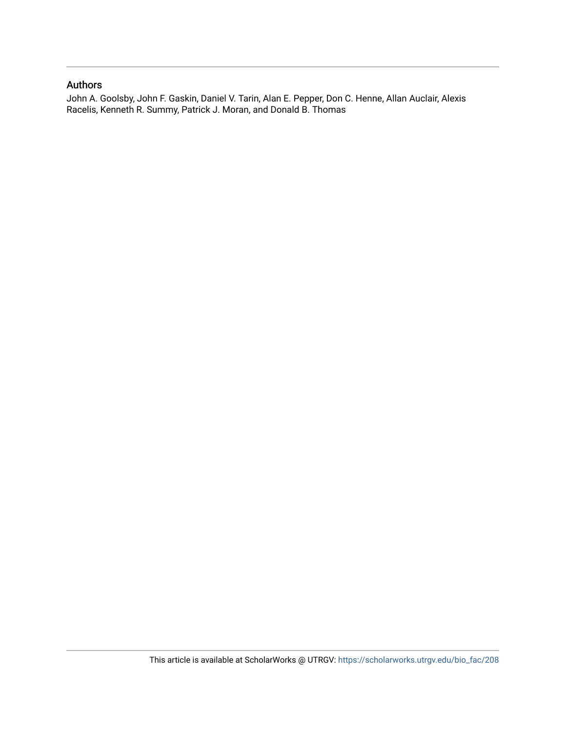## Authors

John A. Goolsby, John F. Gaskin, Daniel V. Tarin, Alan E. Pepper, Don C. Henne, Allan Auclair, Alexis Racelis, Kenneth R. Summy, Patrick J. Moran, and Donald B. Thomas

This article is available at ScholarWorks @ UTRGV: https://scholarworks.utrgv.edu/bio_fac/208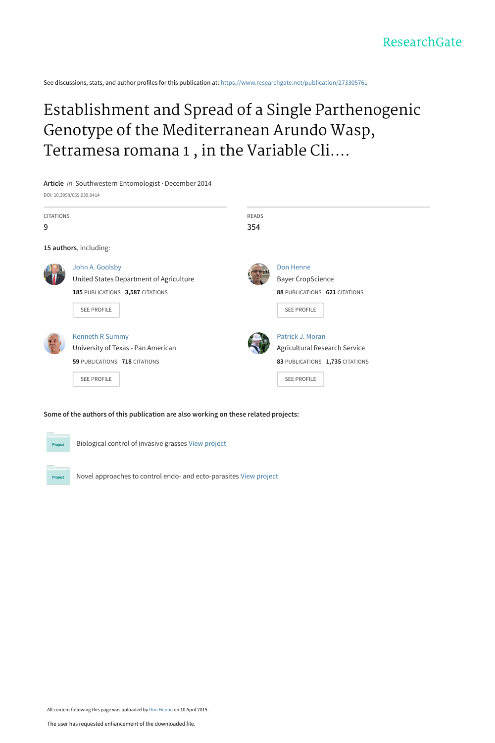ResearchGate

See discussions, stats, and author profiles for this publication at: https://www.researchgate.net/publication/273305761

# Establishment and Spread of a Single Parthenogenic Genotype of the Mediterranean Arundo Wasp, Tetramesa romana 1 , in the Variable Cli....

**Article** *in* Southwestern Entomologist · December 2014

DOI: 10.3958/059.039.0414

CITATIONS
9

READS
354

**15 authors**, including:

John A. Goolsby
United States Department of Agriculture
**185** PUBLICATIONS **3,587** CITATIONS
SEE PROFILE

Don Henne
Bayer CropScience
**88** PUBLICATIONS **621** CITATIONS
SEE PROFILE

Kenneth R Summy
University of Texas - Pan American
**59** PUBLICATIONS **718** CITATIONS
SEE PROFILE

Patrick J. Moran
Agricultural Research Service
**83** PUBLICATIONS **1,735** CITATIONS
SEE PROFILE

**Some of the authors of this publication are also working on these related projects:**

Biological control of invasive grasses View project

Novel approaches to control endo- and ecto-parasites View project

All content following this page was uploaded by Don Henne on 10 April 2015.

The user has requested enhancement of the downloaded file.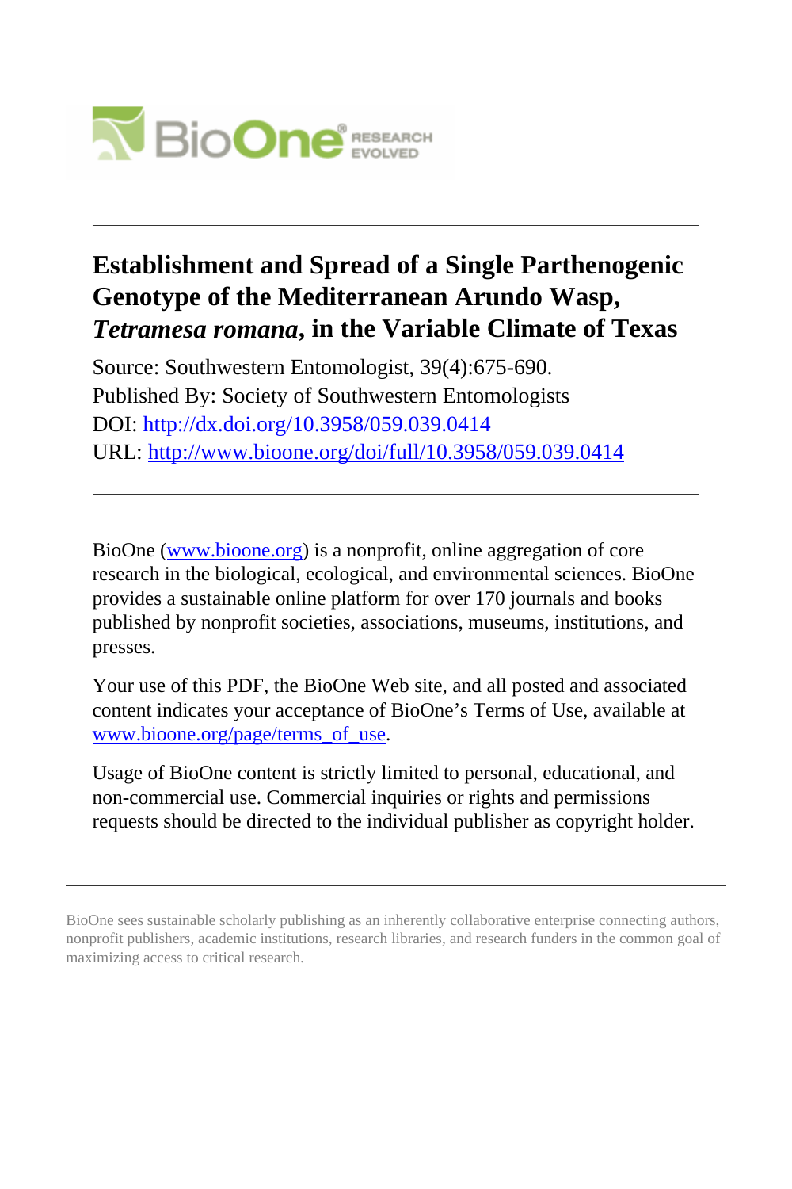# Establishment and Spread of a Single Parthenogenic Genotype of the Mediterranean Arundo Wasp, *Tetramesa romana*, in the Variable Climate of Texas

Source: Southwestern Entomologist, 39(4):675-690.

Published By: Society of Southwestern Entomologists

DOI: http://dx.doi.org/10.3958/059.039.0414

URL: http://www.bioone.org/doi/full/10.3958/059.039.0414

---

BioOne (www.bioone.org) is a nonprofit, online aggregation of core research in the biological, ecological, and environmental sciences. BioOne provides a sustainable online platform for over 170 journals and books published by nonprofit societies, associations, museums, institutions, and presses.

Your use of this PDF, the BioOne Web site, and all posted and associated content indicates your acceptance of BioOne's Terms of Use, available at www.bioone.org/page/terms_of_use.

Usage of BioOne content is strictly limited to personal, educational, and non-commercial use. Commercial inquiries or rights and permissions requests should be directed to the individual publisher as copyright holder.

---

BioOne sees sustainable scholarly publishing as an inherently collaborative enterprise connecting authors, nonprofit publishers, academic institutions, research libraries, and research funders in the common goal of maximizing access to critical research.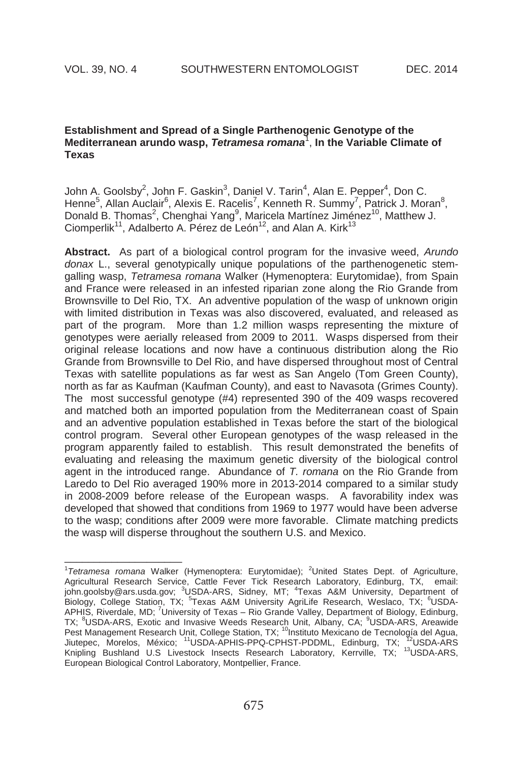**Establishment and Spread of a Single Parthenogenic Genotype of the Mediterranean arundo wasp, *Tetramesa romana*[1], In the Variable Climate of Texas**

John A. Goolsby[2], John F. Gaskin[3], Daniel V. Tarin[4], Alan E. Pepper[4], Don C. Henne[5], Allan Auclair[6], Alexis E. Racelis[7], Kenneth R. Summy[7], Patrick J. Moran[8], Donald B. Thomas[2], Chenghai Yang[9], Maricela Martínez Jiménez[10], Matthew J. Ciomperlik[11], Adalberto A. Pérez de León[12], and Alan A. Kirk[13]

**Abstract.** As part of a biological control program for the invasive weed, *Arundo donax* L., several genotypically unique populations of the parthenogenetic stem-galling wasp, *Tetramesa romana* Walker (Hymenoptera: Eurytomidae), from Spain and France were released in an infested riparian zone along the Rio Grande from Brownsville to Del Rio, TX. An adventive population of the wasp of unknown origin with limited distribution in Texas was also discovered, evaluated, and released as part of the program. More than 1.2 million wasps representing the mixture of genotypes were aerially released from 2009 to 2011. Wasps dispersed from their original release locations and now have a continuous distribution along the Rio Grande from Brownsville to Del Rio, and have dispersed throughout most of Central Texas with satellite populations as far west as San Angelo (Tom Green County), north as far as Kaufman (Kaufman County), and east to Navasota (Grimes County). The most successful genotype (#4) represented 390 of the 409 wasps recovered and matched both an imported population from the Mediterranean coast of Spain and an adventive population established in Texas before the start of the biological control program. Several other European genotypes of the wasp released in the program apparently failed to establish. This result demonstrated the benefits of evaluating and releasing the maximum genetic diversity of the biological control agent in the introduced range. Abundance of *T. romana* on the Rio Grande from Laredo to Del Rio averaged 190% more in 2013-2014 compared to a similar study in 2008-2009 before release of the European wasps. A favorability index was developed that showed that conditions from 1969 to 1977 would have been adverse to the wasp; conditions after 2009 were more favorable. Climate matching predicts the wasp will disperse throughout the southern U.S. and Mexico.

---

[1]*Tetramesa romana* Walker (Hymenoptera: Eurytomidae); [2]United States Dept. of Agriculture, Agricultural Research Service, Cattle Fever Tick Research Laboratory, Edinburg, TX, email: john.goolsby@ars.usda.gov; [3]USDA-ARS, Sidney, MT; [4]Texas A&M University, Department of Biology, College Station, TX; [5]Texas A&M University AgriLife Research, Weslaco, TX; [6]USDA-APHIS, Riverdale, MD; [7]University of Texas – Rio Grande Valley, Department of Biology, Edinburg, TX; [8]USDA-ARS, Exotic and Invasive Weeds Research Unit, Albany, CA; [9]USDA-ARS, Areawide Pest Management Research Unit, College Station, TX; [10]Instituto Mexicano de Tecnología del Agua, Jiutepec, Morelos, México; [11]USDA-APHIS-PPQ-CPHST-PDDML, Edinburg, TX; [12]USDA-ARS Knipling Bushland U.S Livestock Insects Research Laboratory, Kerrville, TX; [13]USDA-ARS, European Biological Control Laboratory, Montpellier, France.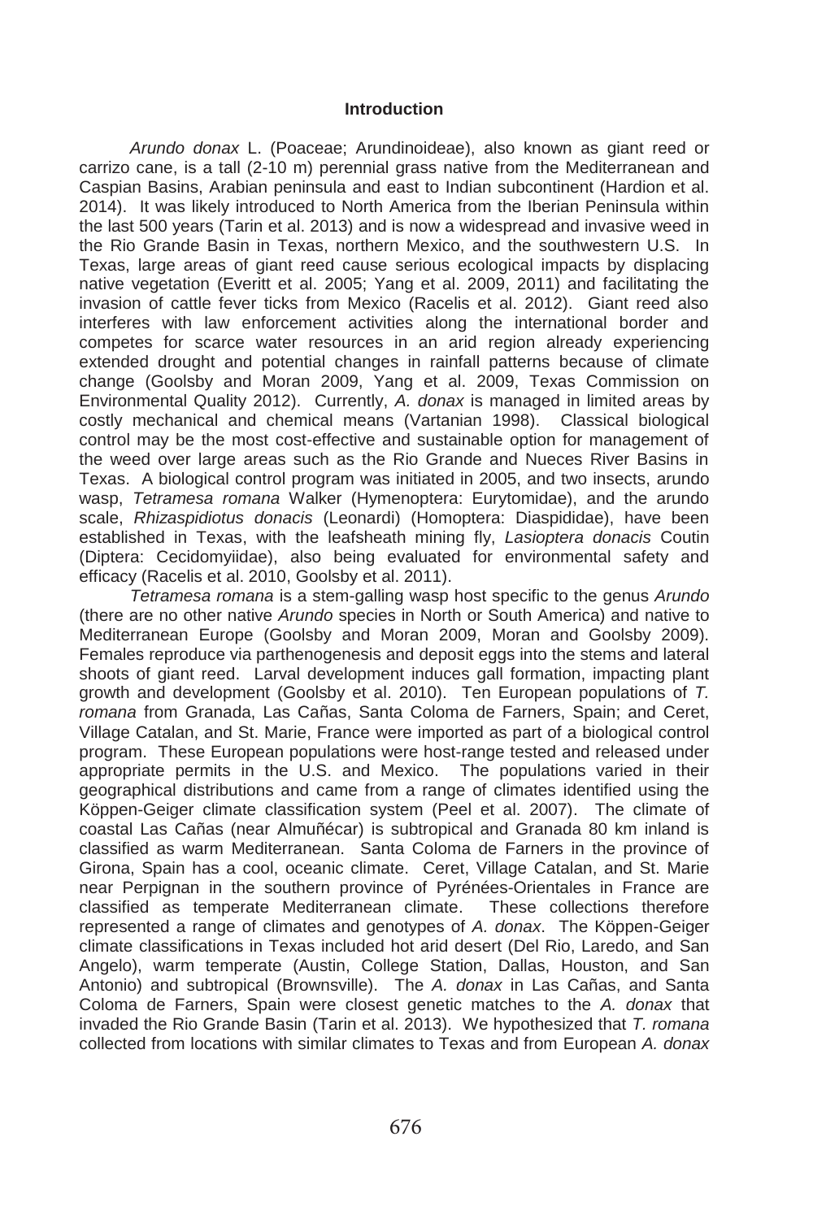## Introduction

*Arundo donax* L. (Poaceae; Arundinoideae), also known as giant reed or carrizo cane, is a tall (2-10 m) perennial grass native from the Mediterranean and Caspian Basins, Arabian peninsula and east to Indian subcontinent (Hardion et al. 2014). It was likely introduced to North America from the Iberian Peninsula within the last 500 years (Tarin et al. 2013) and is now a widespread and invasive weed in the Rio Grande Basin in Texas, northern Mexico, and the southwestern U.S. In Texas, large areas of giant reed cause serious ecological impacts by displacing native vegetation (Everitt et al. 2005; Yang et al. 2009, 2011) and facilitating the invasion of cattle fever ticks from Mexico (Racelis et al. 2012). Giant reed also interferes with law enforcement activities along the international border and competes for scarce water resources in an arid region already experiencing extended drought and potential changes in rainfall patterns because of climate change (Goolsby and Moran 2009, Yang et al. 2009, Texas Commission on Environmental Quality 2012). Currently, *A. donax* is managed in limited areas by costly mechanical and chemical means (Vartanian 1998). Classical biological control may be the most cost-effective and sustainable option for management of the weed over large areas such as the Rio Grande and Nueces River Basins in Texas. A biological control program was initiated in 2005, and two insects, arundo wasp, *Tetramesa romana* Walker (Hymenoptera: Eurytomidae), and the arundo scale, *Rhizaspidiotus donacis* (Leonardi) (Homoptera: Diaspididae), have been established in Texas, with the leafsheath mining fly, *Lasioptera donacis* Coutin (Diptera: Cecidomyiidae), also being evaluated for environmental safety and efficacy (Racelis et al. 2010, Goolsby et al. 2011).

*Tetramesa romana* is a stem-galling wasp host specific to the genus *Arundo* (there are no other native *Arundo* species in North or South America) and native to Mediterranean Europe (Goolsby and Moran 2009, Moran and Goolsby 2009). Females reproduce via parthenogenesis and deposit eggs into the stems and lateral shoots of giant reed. Larval development induces gall formation, impacting plant growth and development (Goolsby et al. 2010). Ten European populations of *T. romana* from Granada, Las Cañas, Santa Coloma de Farners, Spain; and Ceret, Village Catalan, and St. Marie, France were imported as part of a biological control program. These European populations were host-range tested and released under appropriate permits in the U.S. and Mexico. The populations varied in their geographical distributions and came from a range of climates identified using the Köppen-Geiger climate classification system (Peel et al. 2007). The climate of coastal Las Cañas (near Almuñécar) is subtropical and Granada 80 km inland is classified as warm Mediterranean. Santa Coloma de Farners in the province of Girona, Spain has a cool, oceanic climate. Ceret, Village Catalan, and St. Marie near Perpignan in the southern province of Pyrénées-Orientales in France are classified as temperate Mediterranean climate. These collections therefore represented a range of climates and genotypes of *A. donax*. The Köppen-Geiger climate classifications in Texas included hot arid desert (Del Rio, Laredo, and San Angelo), warm temperate (Austin, College Station, Dallas, Houston, and San Antonio) and subtropical (Brownsville). The *A. donax* in Las Cañas, and Santa Coloma de Farners, Spain were closest genetic matches to the *A. donax* that invaded the Rio Grande Basin (Tarin et al. 2013). We hypothesized that *T. romana* collected from locations with similar climates to Texas and from European *A. donax*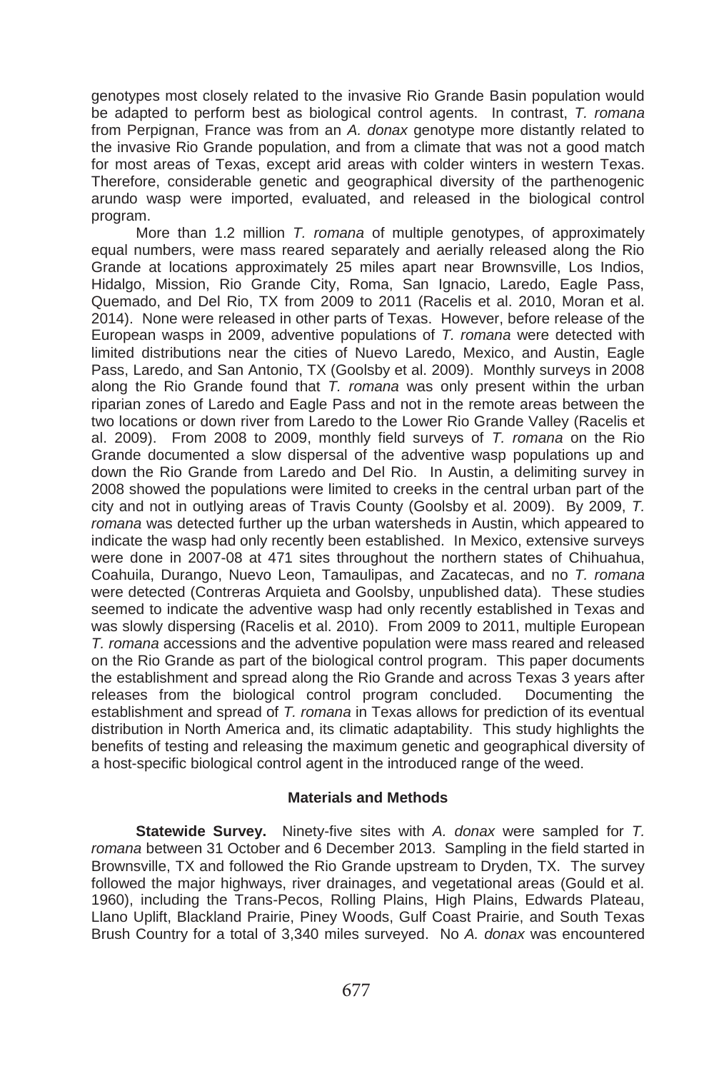genotypes most closely related to the invasive Rio Grande Basin population would be adapted to perform best as biological control agents. In contrast, *T. romana* from Perpignan, France was from an *A. donax* genotype more distantly related to the invasive Rio Grande population, and from a climate that was not a good match for most areas of Texas, except arid areas with colder winters in western Texas. Therefore, considerable genetic and geographical diversity of the parthenogenic arundo wasp were imported, evaluated, and released in the biological control program.

More than 1.2 million *T. romana* of multiple genotypes, of approximately equal numbers, were mass reared separately and aerially released along the Rio Grande at locations approximately 25 miles apart near Brownsville, Los Indios, Hidalgo, Mission, Rio Grande City, Roma, San Ignacio, Laredo, Eagle Pass, Quemado, and Del Rio, TX from 2009 to 2011 (Racelis et al. 2010, Moran et al. 2014). None were released in other parts of Texas. However, before release of the European wasps in 2009, adventive populations of *T. romana* were detected with limited distributions near the cities of Nuevo Laredo, Mexico, and Austin, Eagle Pass, Laredo, and San Antonio, TX (Goolsby et al. 2009). Monthly surveys in 2008 along the Rio Grande found that *T. romana* was only present within the urban riparian zones of Laredo and Eagle Pass and not in the remote areas between the two locations or down river from Laredo to the Lower Rio Grande Valley (Racelis et al. 2009). From 2008 to 2009, monthly field surveys of *T. romana* on the Rio Grande documented a slow dispersal of the adventive wasp populations up and down the Rio Grande from Laredo and Del Rio. In Austin, a delimiting survey in 2008 showed the populations were limited to creeks in the central urban part of the city and not in outlying areas of Travis County (Goolsby et al. 2009). By 2009, *T. romana* was detected further up the urban watersheds in Austin, which appeared to indicate the wasp had only recently been established. In Mexico, extensive surveys were done in 2007-08 at 471 sites throughout the northern states of Chihuahua, Coahuila, Durango, Nuevo Leon, Tamaulipas, and Zacatecas, and no *T. romana* were detected (Contreras Arquieta and Goolsby, unpublished data). These studies seemed to indicate the adventive wasp had only recently established in Texas and was slowly dispersing (Racelis et al. 2010). From 2009 to 2011, multiple European *T. romana* accessions and the adventive population were mass reared and released on the Rio Grande as part of the biological control program. This paper documents the establishment and spread along the Rio Grande and across Texas 3 years after releases from the biological control program concluded. Documenting the establishment and spread of *T. romana* in Texas allows for prediction of its eventual distribution in North America and, its climatic adaptability. This study highlights the benefits of testing and releasing the maximum genetic and geographical diversity of a host-specific biological control agent in the introduced range of the weed.

## Materials and Methods

**Statewide Survey.** Ninety-five sites with *A. donax* were sampled for *T. romana* between 31 October and 6 December 2013. Sampling in the field started in Brownsville, TX and followed the Rio Grande upstream to Dryden, TX. The survey followed the major highways, river drainages, and vegetational areas (Gould et al. 1960), including the Trans-Pecos, Rolling Plains, High Plains, Edwards Plateau, Llano Uplift, Blackland Prairie, Piney Woods, Gulf Coast Prairie, and South Texas Brush Country for a total of 3,340 miles surveyed. No *A. donax* was encountered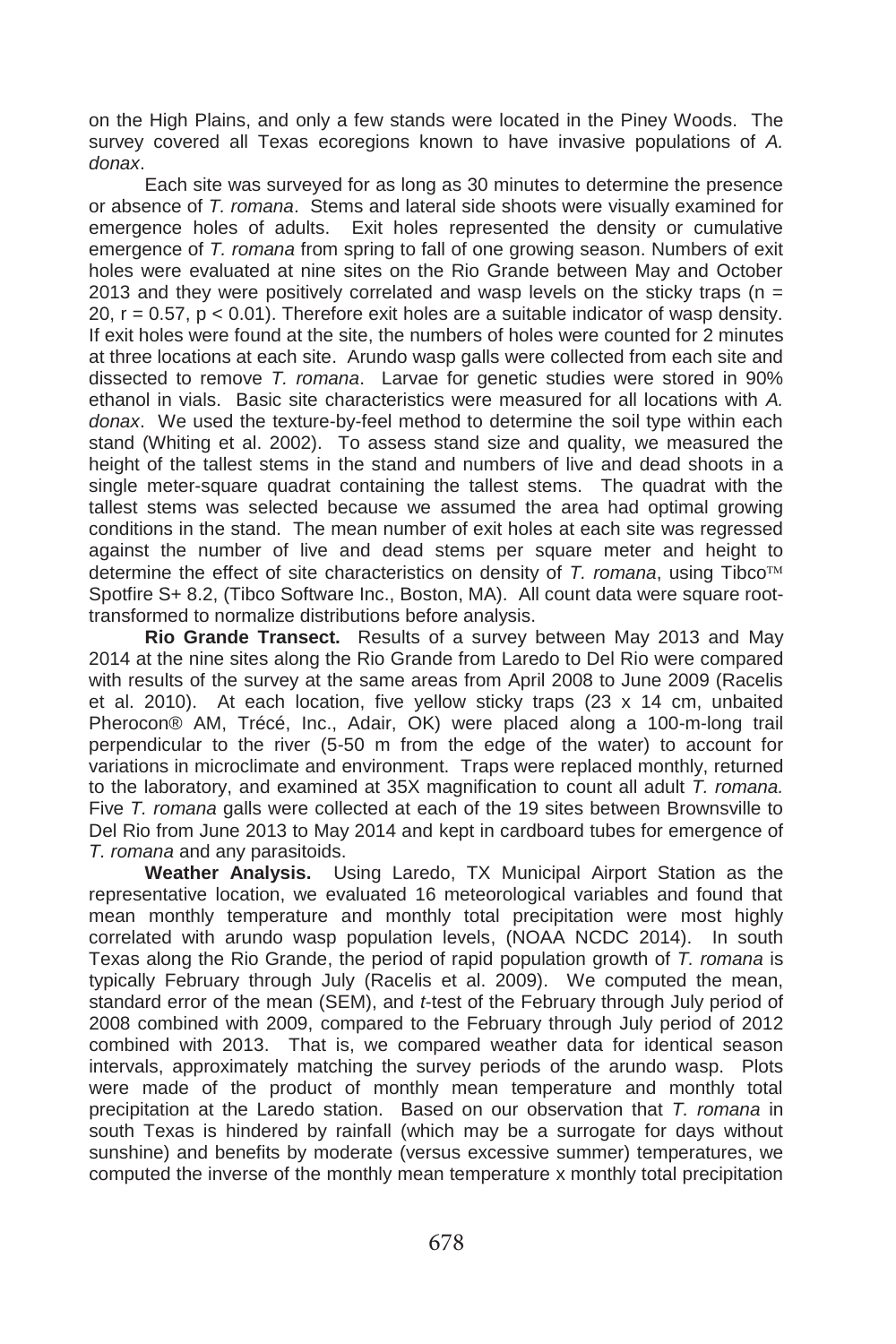on the High Plains, and only a few stands were located in the Piney Woods. The survey covered all Texas ecoregions known to have invasive populations of *A. donax*.

Each site was surveyed for as long as 30 minutes to determine the presence or absence of *T. romana*. Stems and lateral side shoots were visually examined for emergence holes of adults. Exit holes represented the density or cumulative emergence of *T. romana* from spring to fall of one growing season. Numbers of exit holes were evaluated at nine sites on the Rio Grande between May and October 2013 and they were positively correlated and wasp levels on the sticky traps ($n = 20$, $r = 0.57$, $p < 0.01$). Therefore exit holes are a suitable indicator of wasp density. If exit holes were found at the site, the numbers of holes were counted for 2 minutes at three locations at each site. Arundo wasp galls were collected from each site and dissected to remove *T. romana*. Larvae for genetic studies were stored in 90% ethanol in vials. Basic site characteristics were measured for all locations with *A. donax*. We used the texture-by-feel method to determine the soil type within each stand (Whiting et al. 2002). To assess stand size and quality, we measured the height of the tallest stems in the stand and numbers of live and dead shoots in a single meter-square quadrat containing the tallest stems. The quadrat with the tallest stems was selected because we assumed the area had optimal growing conditions in the stand. The mean number of exit holes at each site was regressed against the number of live and dead stems per square meter and height to determine the effect of site characteristics on density of *T. romana*, using Tibco™ Spotfire S+ 8.2, (Tibco Software Inc., Boston, MA). All count data were square root-transformed to normalize distributions before analysis.

**Rio Grande Transect.** Results of a survey between May 2013 and May 2014 at the nine sites along the Rio Grande from Laredo to Del Rio were compared with results of the survey at the same areas from April 2008 to June 2009 (Racelis et al. 2010). At each location, five yellow sticky traps (23 x 14 cm, unbaited Pherocon® AM, Trécé, Inc., Adair, OK) were placed along a 100-m-long trail perpendicular to the river (5-50 m from the edge of the water) to account for variations in microclimate and environment. Traps were replaced monthly, returned to the laboratory, and examined at 35X magnification to count all adult *T. romana.* Five *T. romana* galls were collected at each of the 19 sites between Brownsville to Del Rio from June 2013 to May 2014 and kept in cardboard tubes for emergence of *T. romana* and any parasitoids.

**Weather Analysis.** Using Laredo, TX Municipal Airport Station as the representative location, we evaluated 16 meteorological variables and found that mean monthly temperature and monthly total precipitation were most highly correlated with arundo wasp population levels, (NOAA NCDC 2014). In south Texas along the Rio Grande, the period of rapid population growth of *T. romana* is typically February through July (Racelis et al. 2009). We computed the mean, standard error of the mean (SEM), and *t*-test of the February through July period of 2008 combined with 2009, compared to the February through July period of 2012 combined with 2013. That is, we compared weather data for identical season intervals, approximately matching the survey periods of the arundo wasp. Plots were made of the product of monthly mean temperature and monthly total precipitation at the Laredo station. Based on our observation that *T. romana* in south Texas is hindered by rainfall (which may be a surrogate for days without sunshine) and benefits by moderate (versus excessive summer) temperatures, we computed the inverse of the monthly mean temperature x monthly total precipitation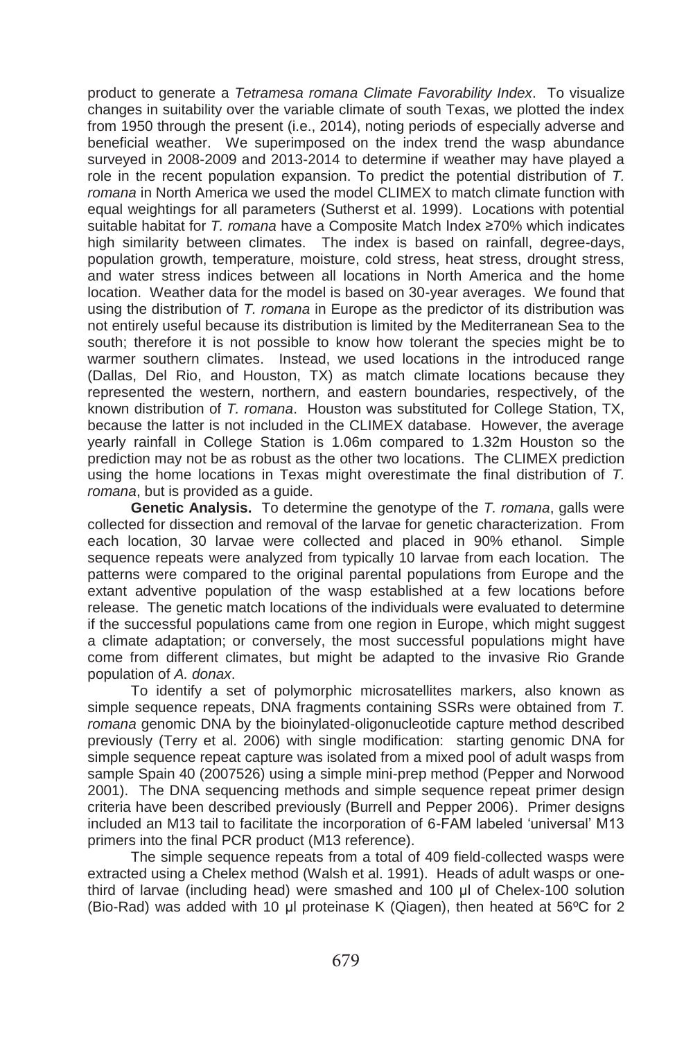product to generate a *Tetramesa romana Climate Favorability Index*. To visualize changes in suitability over the variable climate of south Texas, we plotted the index from 1950 through the present (i.e., 2014), noting periods of especially adverse and beneficial weather. We superimposed on the index trend the wasp abundance surveyed in 2008-2009 and 2013-2014 to determine if weather may have played a role in the recent population expansion. To predict the potential distribution of *T. romana* in North America we used the model CLIMEX to match climate function with equal weightings for all parameters (Sutherst et al. 1999). Locations with potential suitable habitat for *T. romana* have a Composite Match Index ≥70% which indicates high similarity between climates. The index is based on rainfall, degree-days, population growth, temperature, moisture, cold stress, heat stress, drought stress, and water stress indices between all locations in North America and the home location. Weather data for the model is based on 30-year averages. We found that using the distribution of *T. romana* in Europe as the predictor of its distribution was not entirely useful because its distribution is limited by the Mediterranean Sea to the south; therefore it is not possible to know how tolerant the species might be to warmer southern climates. Instead, we used locations in the introduced range (Dallas, Del Rio, and Houston, TX) as match climate locations because they represented the western, northern, and eastern boundaries, respectively, of the known distribution of *T. romana*. Houston was substituted for College Station, TX, because the latter is not included in the CLIMEX database. However, the average yearly rainfall in College Station is 1.06m compared to 1.32m Houston so the prediction may not be as robust as the other two locations. The CLIMEX prediction using the home locations in Texas might overestimate the final distribution of *T. romana*, but is provided as a guide.

**Genetic Analysis.** To determine the genotype of the *T. romana*, galls were collected for dissection and removal of the larvae for genetic characterization. From each location, 30 larvae were collected and placed in 90% ethanol. Simple sequence repeats were analyzed from typically 10 larvae from each location. The patterns were compared to the original parental populations from Europe and the extant adventive population of the wasp established at a few locations before release. The genetic match locations of the individuals were evaluated to determine if the successful populations came from one region in Europe, which might suggest a climate adaptation; or conversely, the most successful populations might have come from different climates, but might be adapted to the invasive Rio Grande population of *A. donax*.

To identify a set of polymorphic microsatellites markers, also known as simple sequence repeats, DNA fragments containing SSRs were obtained from *T. romana* genomic DNA by the bioinylated-oligonucleotide capture method described previously (Terry et al. 2006) with single modification: starting genomic DNA for simple sequence repeat capture was isolated from a mixed pool of adult wasps from sample Spain 40 (2007526) using a simple mini-prep method (Pepper and Norwood 2001). The DNA sequencing methods and simple sequence repeat primer design criteria have been described previously (Burrell and Pepper 2006). Primer designs included an M13 tail to facilitate the incorporation of 6-FAM labeled 'universal' M13 primers into the final PCR product (M13 reference).

The simple sequence repeats from a total of 409 field-collected wasps were extracted using a Chelex method (Walsh et al. 1991). Heads of adult wasps or one-third of larvae (including head) were smashed and 100 µl of Chelex-100 solution (Bio-Rad) was added with 10 µl proteinase K (Qiagen), then heated at 56ºC for 2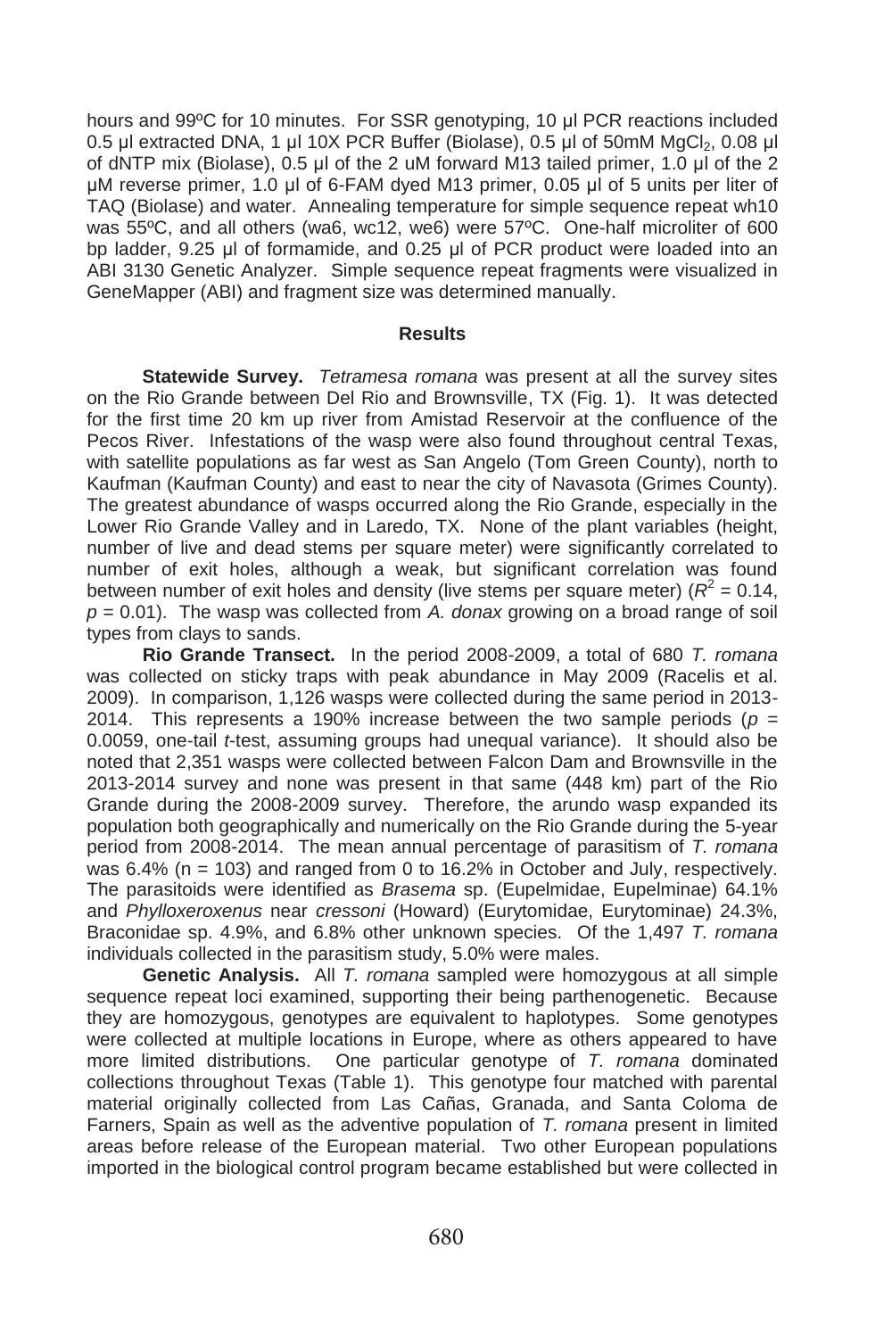hours and 99ºC for 10 minutes. For SSR genotyping, 10 µl PCR reactions included 0.5 µl extracted DNA, 1 µl 10X PCR Buffer (Biolase), 0.5 µl of 50mM $MgCl_2$, 0.08 µl of dNTP mix (Biolase), 0.5 µl of the 2 uM forward M13 tailed primer, 1.0 µl of the 2 µM reverse primer, 1.0 µl of 6-FAM dyed M13 primer, 0.05 µl of 5 units per liter of TAQ (Biolase) and water. Annealing temperature for simple sequence repeat wh10 was 55ºC, and all others (wa6, wc12, we6) were 57ºC. One-half microliter of 600 bp ladder, 9.25 µl of formamide, and 0.25 µl of PCR product were loaded into an ABI 3130 Genetic Analyzer. Simple sequence repeat fragments were visualized in GeneMapper (ABI) and fragment size was determined manually.

## Results

**Statewide Survey.** *Tetramesa romana* was present at all the survey sites on the Rio Grande between Del Rio and Brownsville, TX (Fig. 1). It was detected for the first time 20 km up river from Amistad Reservoir at the confluence of the Pecos River. Infestations of the wasp were also found throughout central Texas, with satellite populations as far west as San Angelo (Tom Green County), north to Kaufman (Kaufman County) and east to near the city of Navasota (Grimes County). The greatest abundance of wasps occurred along the Rio Grande, especially in the Lower Rio Grande Valley and in Laredo, TX. None of the plant variables (height, number of live and dead stems per square meter) were significantly correlated to number of exit holes, although a weak, but significant correlation was found between number of exit holes and density (live stems per square meter) ($R^2 = 0.14$, $p = 0.01$). The wasp was collected from *A. donax* growing on a broad range of soil types from clays to sands.

**Rio Grande Transect.** In the period 2008-2009, a total of 680 *T. romana* was collected on sticky traps with peak abundance in May 2009 (Racelis et al. 2009). In comparison, 1,126 wasps were collected during the same period in 2013-2014. This represents a 190% increase between the two sample periods ($p = 0.0059$, one-tail *t*-test, assuming groups had unequal variance). It should also be noted that 2,351 wasps were collected between Falcon Dam and Brownsville in the 2013-2014 survey and none was present in that same (448 km) part of the Rio Grande during the 2008-2009 survey. Therefore, the arundo wasp expanded its population both geographically and numerically on the Rio Grande during the 5-year period from 2008-2014. The mean annual percentage of parasitism of *T. romana* was 6.4% (n = 103) and ranged from 0 to 16.2% in October and July, respectively. The parasitoids were identified as *Brasema* sp. (Eupelmidae, Eupelminae) 64.1% and *Phylloxeroxenus* near *cressoni* (Howard) (Eurytomidae, Eurytominae) 24.3%, Braconidae sp. 4.9%, and 6.8% other unknown species. Of the 1,497 *T. romana* individuals collected in the parasitism study, 5.0% were males.

**Genetic Analysis.** All *T. romana* sampled were homozygous at all simple sequence repeat loci examined, supporting their being parthenogenetic. Because they are homozygous, genotypes are equivalent to haplotypes. Some genotypes were collected at multiple locations in Europe, where as others appeared to have more limited distributions. One particular genotype of *T. romana* dominated collections throughout Texas (Table 1). This genotype four matched with parental material originally collected from Las Cañas, Granada, and Santa Coloma de Farners, Spain as well as the adventive population of *T. romana* present in limited areas before release of the European material. Two other European populations imported in the biological control program became established but were collected in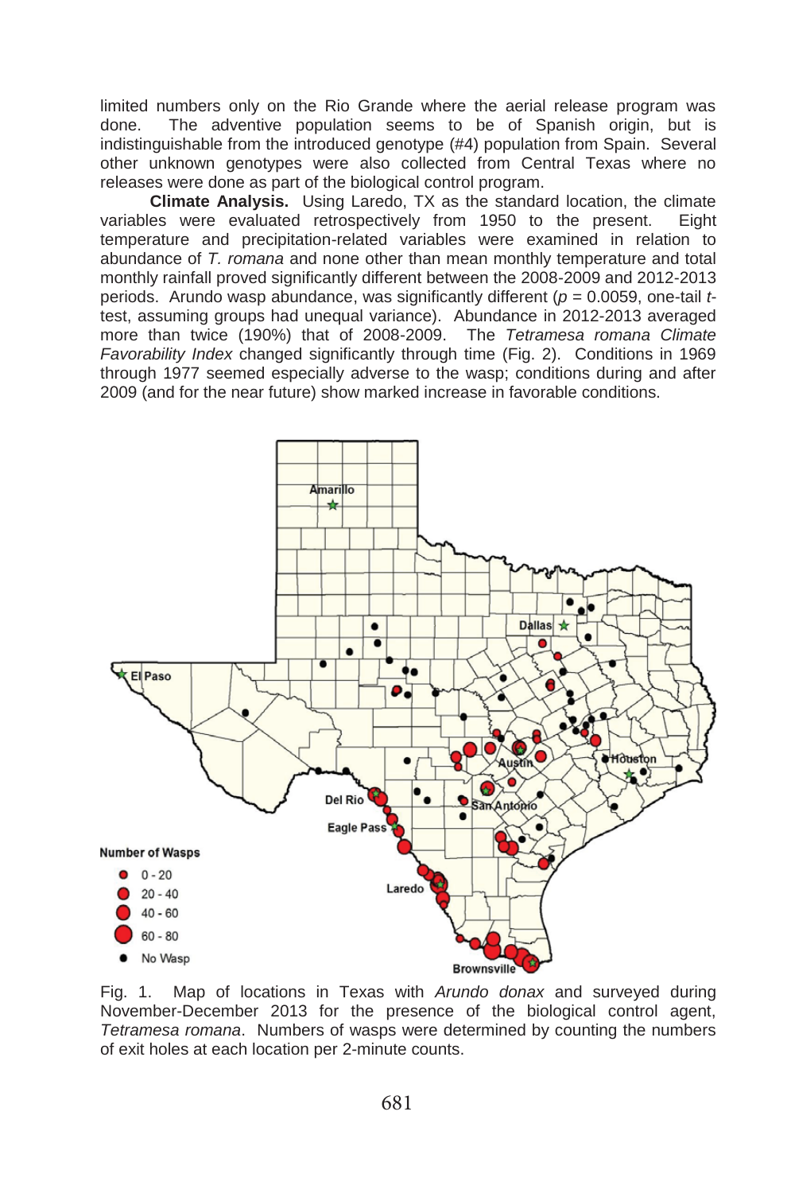limited numbers only on the Rio Grande where the aerial release program was done. The adventive population seems to be of Spanish origin, but is indistinguishable from the introduced genotype (#4) population from Spain. Several other unknown genotypes were also collected from Central Texas where no releases were done as part of the biological control program.

**Climate Analysis.** Using Laredo, TX as the standard location, the climate variables were evaluated retrospectively from 1950 to the present. Eight temperature and precipitation-related variables were examined in relation to abundance of *T. romana* and none other than mean monthly temperature and total monthly rainfall proved significantly different between the 2008-2009 and 2012-2013 periods. Arundo wasp abundance, was significantly different ($p$ = 0.0059, one-tail $t$-test, assuming groups had unequal variance). Abundance in 2012-2013 averaged more than twice (190%) that of 2008-2009. The *Tetramesa romana Climate Favorability Index* changed significantly through time (Fig. 2). Conditions in 1969 through 1977 seemed especially adverse to the wasp; conditions during and after 2009 (and for the near future) show marked increase in favorable conditions.

Fig. 1. Map of locations in Texas with *Arundo donax* and surveyed during November-December 2013 for the presence of the biological control agent, *Tetramesa romana*. Numbers of wasps were determined by counting the numbers of exit holes at each location per 2-minute counts.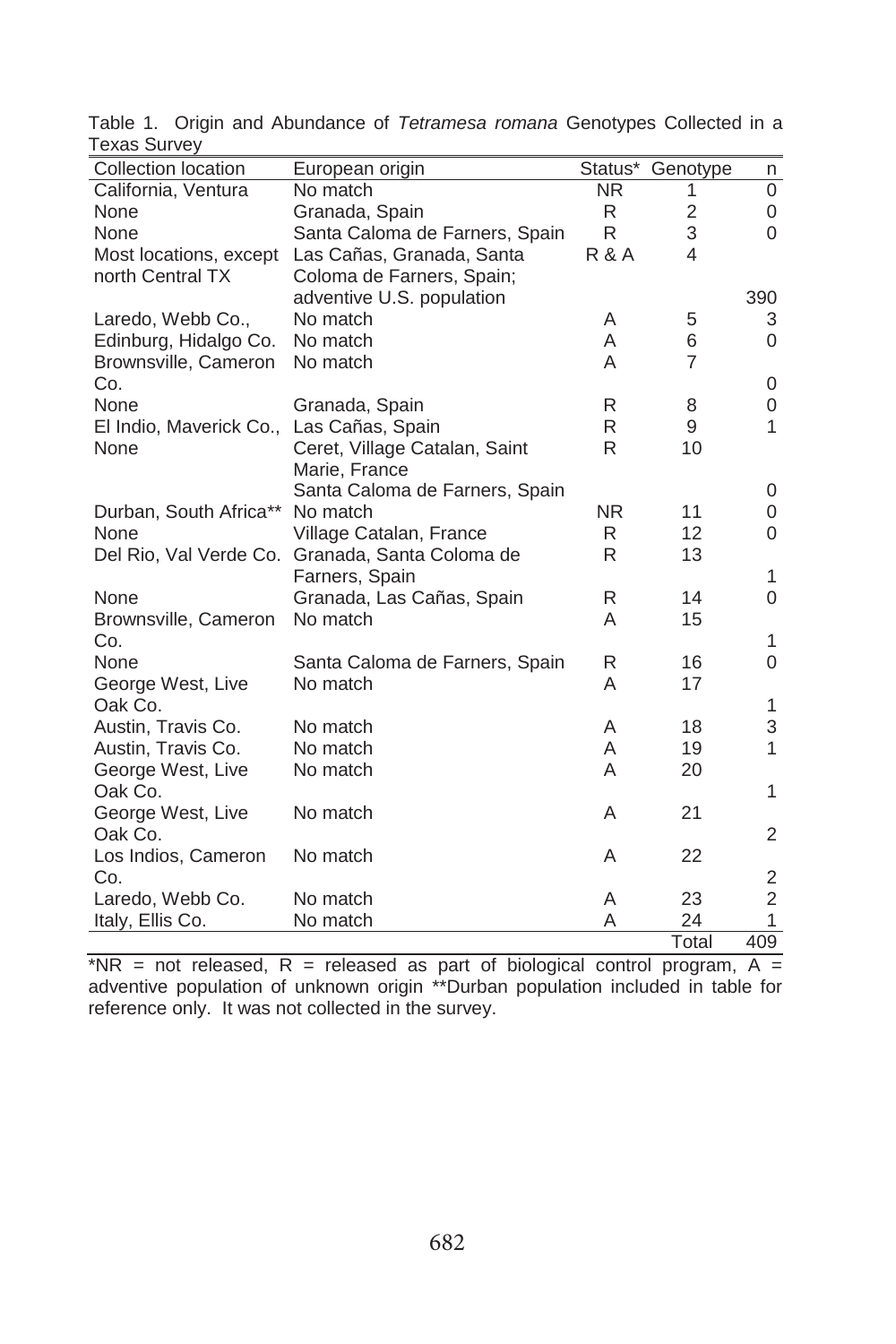Table 1. Origin and Abundance of *Tetramesa romana* Genotypes Collected in a Texas Survey

| Collection location | European origin | Status* | Genotype | n |
|---|---|---|---|---|
| California, Ventura | No match | NR | 1 | 0 |
| None | Granada, Spain | R | 2 | 0 |
| None | Santa Caloma de Farners, Spain | R | 3 | 0 |
| Most locations, except north Central TX | Las Cañas, Granada, Santa Coloma de Farners, Spain; adventive U.S. population | R & A | 4 | 390 |
| Laredo, Webb Co., | No match | A | 5 | 3 |
| Edinburg, Hidalgo Co. | No match | A | 6 | 0 |
| Brownsville, Cameron Co. | No match | A | 7 | 0 |
| None | Granada, Spain | R | 8 | 0 |
| El Indio, Maverick Co., | Las Cañas, Spain | R | 9 | 1 |
| None | Ceret, Village Catalan, Saint Marie, France Santa Caloma de Farners, Spain | R | 10 | 0 |
| Durban, South Africa** | No match | NR | 11 | 0 |
| None | Village Catalan, France | R | 12 | 0 |
| Del Rio, Val Verde Co. | Granada, Santa Coloma de Farners, Spain | R | 13 | 1 |
| None | Granada, Las Cañas, Spain | R | 14 | 0 |
| Brownsville, Cameron Co. | No match | A | 15 | 1 |
| None | Santa Caloma de Farners, Spain | R | 16 | 0 |
| George West, Live Oak Co. | No match | A | 17 | 1 |
| Austin, Travis Co. | No match | A | 18 | 3 |
| Austin, Travis Co. | No match | A | 19 | 1 |
| George West, Live Oak Co. | No match | A | 20 | 1 |
| George West, Live Oak Co. | No match | A | 21 | 2 |
| Los Indios, Cameron Co. | No match | A | 22 | 2 |
| Laredo, Webb Co. | No match | A | 23 | 2 |
| Italy, Ellis Co. | No match | A | 24 | 1 |
| | | | Total | 409 |

*NR = not released, R = released as part of biological control program, A = adventive population of unknown origin **Durban population included in table for reference only. It was not collected in the survey.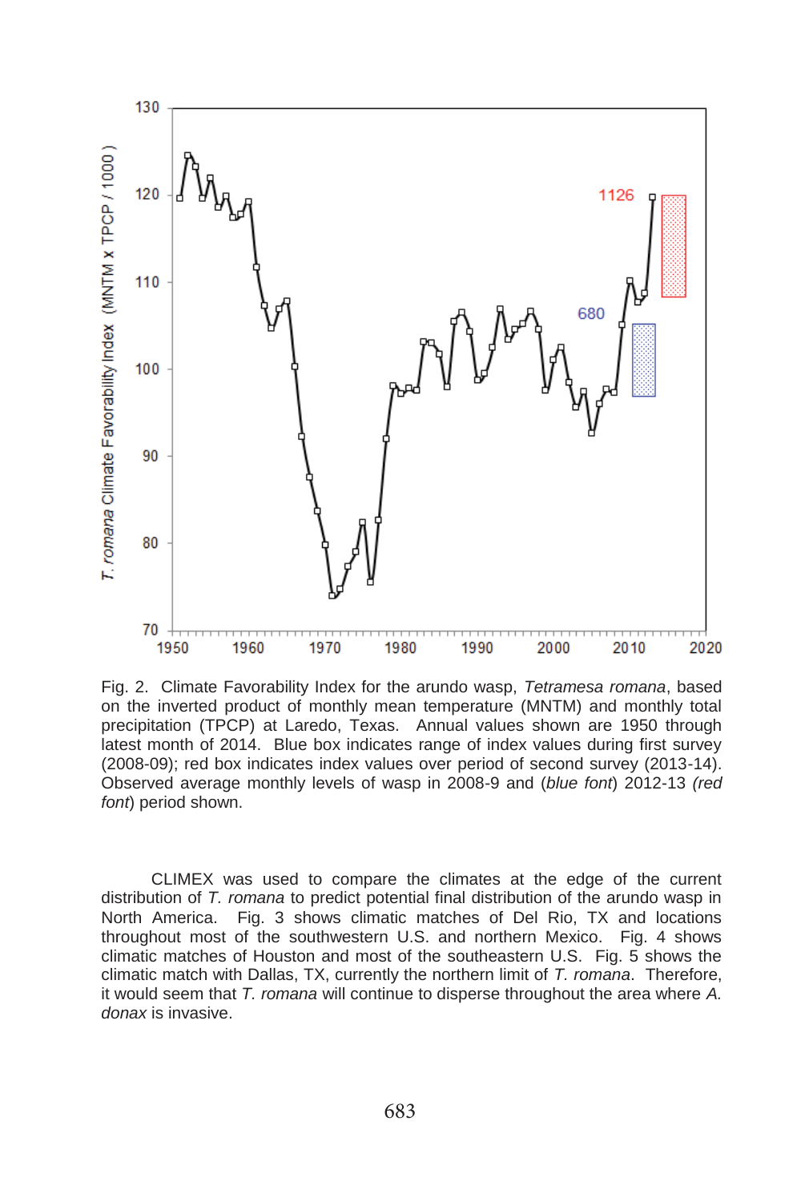Fig. 2. Climate Favorability Index for the arundo wasp, *Tetramesa romana*, based on the inverted product of monthly mean temperature (MNTM) and monthly total precipitation (TPCP) at Laredo, Texas. Annual values shown are 1950 through latest month of 2014. Blue box indicates range of index values during first survey (2008-09); red box indicates index values over period of second survey (2013-14). Observed average monthly levels of wasp in 2008-9 and (*blue font*) 2012-13 *(red font*) period shown.

CLIMEX was used to compare the climates at the edge of the current distribution of *T. romana* to predict potential final distribution of the arundo wasp in North America. Fig. 3 shows climatic matches of Del Rio, TX and locations throughout most of the southwestern U.S. and northern Mexico. Fig. 4 shows climatic matches of Houston and most of the southeastern U.S. Fig. 5 shows the climatic match with Dallas, TX, currently the northern limit of *T. romana*. Therefore, it would seem that *T. romana* will continue to disperse throughout the area where *A. donax* is invasive.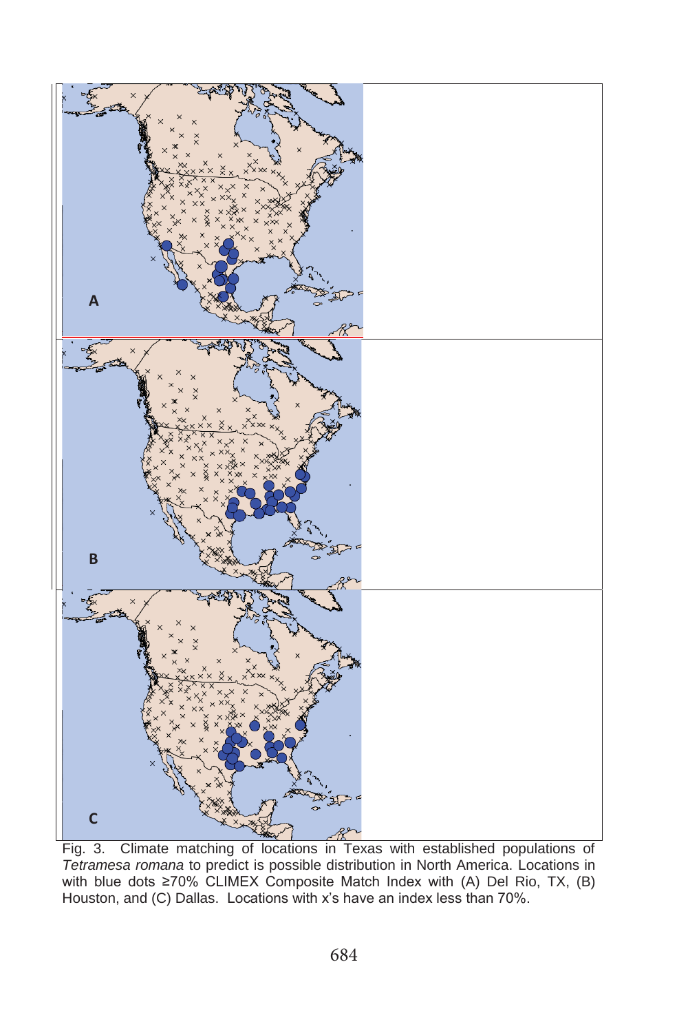Fig. 3. Climate matching of locations in Texas with established populations of *Tetramesa romana* to predict is possible distribution in North America. Locations in with blue dots ≥70% CLIMEX Composite Match Index with (A) Del Rio, TX, (B) Houston, and (C) Dallas. Locations with x's have an index less than 70%.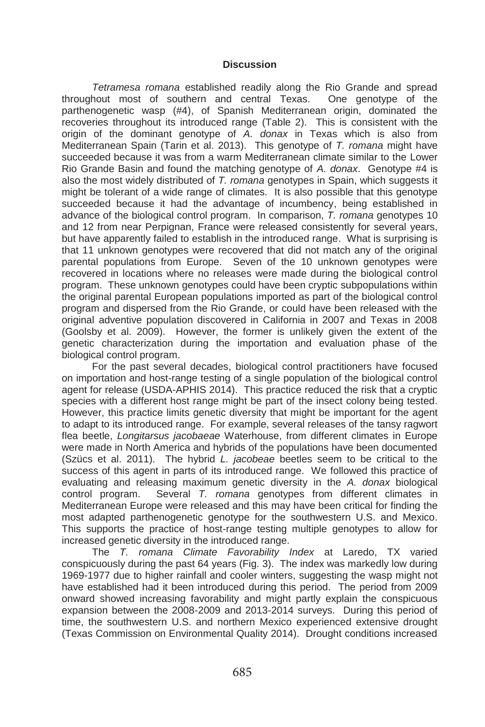## Discussion

*Tetramesa romana* established readily along the Rio Grande and spread throughout most of southern and central Texas. One genotype of the parthenogenetic wasp (#4), of Spanish Mediterranean origin, dominated the recoveries throughout its introduced range (Table 2). This is consistent with the origin of the dominant genotype of *A. donax* in Texas which is also from Mediterranean Spain (Tarin et al. 2013). This genotype of *T. romana* might have succeeded because it was from a warm Mediterranean climate similar to the Lower Rio Grande Basin and found the matching genotype of *A. donax*. Genotype #4 is also the most widely distributed of *T. romana* genotypes in Spain, which suggests it might be tolerant of a wide range of climates. It is also possible that this genotype succeeded because it had the advantage of incumbency, being established in advance of the biological control program. In comparison, *T. romana* genotypes 10 and 12 from near Perpignan, France were released consistently for several years, but have apparently failed to establish in the introduced range. What is surprising is that 11 unknown genotypes were recovered that did not match any of the original parental populations from Europe. Seven of the 10 unknown genotypes were recovered in locations where no releases were made during the biological control program. These unknown genotypes could have been cryptic subpopulations within the original parental European populations imported as part of the biological control program and dispersed from the Rio Grande, or could have been released with the original adventive population discovered in California in 2007 and Texas in 2008 (Goolsby et al. 2009). However, the former is unlikely given the extent of the genetic characterization during the importation and evaluation phase of the biological control program.

For the past several decades, biological control practitioners have focused on importation and host-range testing of a single population of the biological control agent for release (USDA-APHIS 2014). This practice reduced the risk that a cryptic species with a different host range might be part of the insect colony being tested. However, this practice limits genetic diversity that might be important for the agent to adapt to its introduced range. For example, several releases of the tansy ragwort flea beetle, *Longitarsus jacobaeae* Waterhouse, from different climates in Europe were made in North America and hybrids of the populations have been documented (Szücs et al. 2011). The hybrid *L. jacobeae* beetles seem to be critical to the success of this agent in parts of its introduced range. We followed this practice of evaluating and releasing maximum genetic diversity in the *A. donax* biological control program. Several *T. romana* genotypes from different climates in Mediterranean Europe were released and this may have been critical for finding the most adapted parthenogenetic genotype for the southwestern U.S. and Mexico. This supports the practice of host-range testing multiple genotypes to allow for increased genetic diversity in the introduced range.

The *T. romana Climate Favorability Index* at Laredo, TX varied conspicuously during the past 64 years (Fig. 3). The index was markedly low during 1969-1977 due to higher rainfall and cooler winters, suggesting the wasp might not have established had it been introduced during this period. The period from 2009 onward showed increasing favorability and might partly explain the conspicuous expansion between the 2008-2009 and 2013-2014 surveys. During this period of time, the southwestern U.S. and northern Mexico experienced extensive drought (Texas Commission on Environmental Quality 2014). Drought conditions increased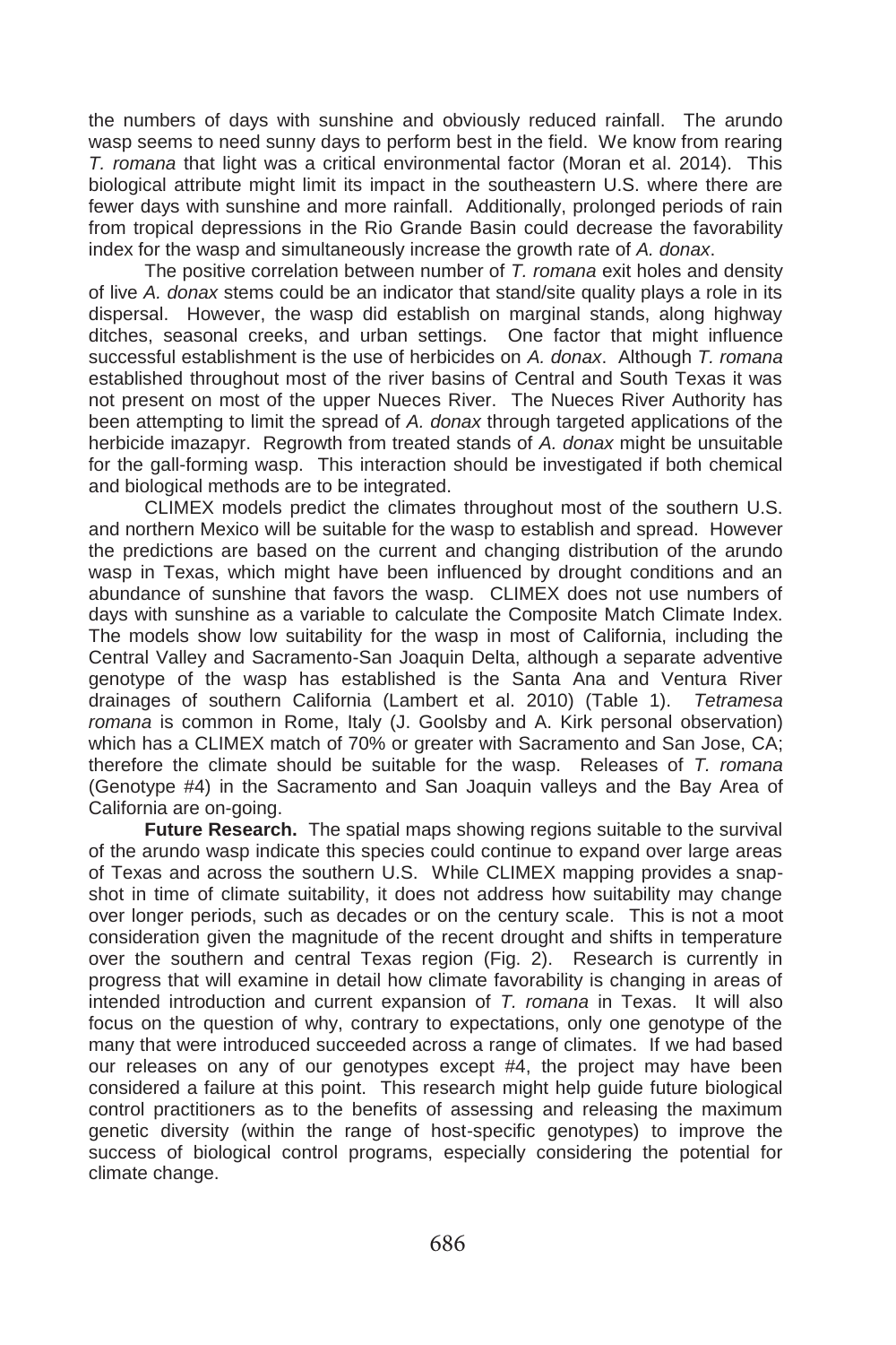the numbers of days with sunshine and obviously reduced rainfall. The arundo wasp seems to need sunny days to perform best in the field. We know from rearing *T. romana* that light was a critical environmental factor (Moran et al. 2014). This biological attribute might limit its impact in the southeastern U.S. where there are fewer days with sunshine and more rainfall. Additionally, prolonged periods of rain from tropical depressions in the Rio Grande Basin could decrease the favorability index for the wasp and simultaneously increase the growth rate of *A. donax*.

The positive correlation between number of *T. romana* exit holes and density of live *A. donax* stems could be an indicator that stand/site quality plays a role in its dispersal. However, the wasp did establish on marginal stands, along highway ditches, seasonal creeks, and urban settings. One factor that might influence successful establishment is the use of herbicides on *A. donax*. Although *T. romana* established throughout most of the river basins of Central and South Texas it was not present on most of the upper Nueces River. The Nueces River Authority has been attempting to limit the spread of *A. donax* through targeted applications of the herbicide imazapyr. Regrowth from treated stands of *A. donax* might be unsuitable for the gall-forming wasp. This interaction should be investigated if both chemical and biological methods are to be integrated.

CLIMEX models predict the climates throughout most of the southern U.S. and northern Mexico will be suitable for the wasp to establish and spread. However the predictions are based on the current and changing distribution of the arundo wasp in Texas, which might have been influenced by drought conditions and an abundance of sunshine that favors the wasp. CLIMEX does not use numbers of days with sunshine as a variable to calculate the Composite Match Climate Index. The models show low suitability for the wasp in most of California, including the Central Valley and Sacramento-San Joaquin Delta, although a separate adventive genotype of the wasp has established is the Santa Ana and Ventura River drainages of southern California (Lambert et al. 2010) (Table 1). *Tetramesa romana* is common in Rome, Italy (J. Goolsby and A. Kirk personal observation) which has a CLIMEX match of 70% or greater with Sacramento and San Jose, CA; therefore the climate should be suitable for the wasp. Releases of *T. romana* (Genotype #4) in the Sacramento and San Joaquin valleys and the Bay Area of California are on-going.

**Future Research.** The spatial maps showing regions suitable to the survival of the arundo wasp indicate this species could continue to expand over large areas of Texas and across the southern U.S. While CLIMEX mapping provides a snap-shot in time of climate suitability, it does not address how suitability may change over longer periods, such as decades or on the century scale. This is not a moot consideration given the magnitude of the recent drought and shifts in temperature over the southern and central Texas region (Fig. 2). Research is currently in progress that will examine in detail how climate favorability is changing in areas of intended introduction and current expansion of *T. romana* in Texas. It will also focus on the question of why, contrary to expectations, only one genotype of the many that were introduced succeeded across a range of climates. If we had based our releases on any of our genotypes except #4, the project may have been considered a failure at this point. This research might help guide future biological control practitioners as to the benefits of assessing and releasing the maximum genetic diversity (within the range of host-specific genotypes) to improve the success of biological control programs, especially considering the potential for climate change.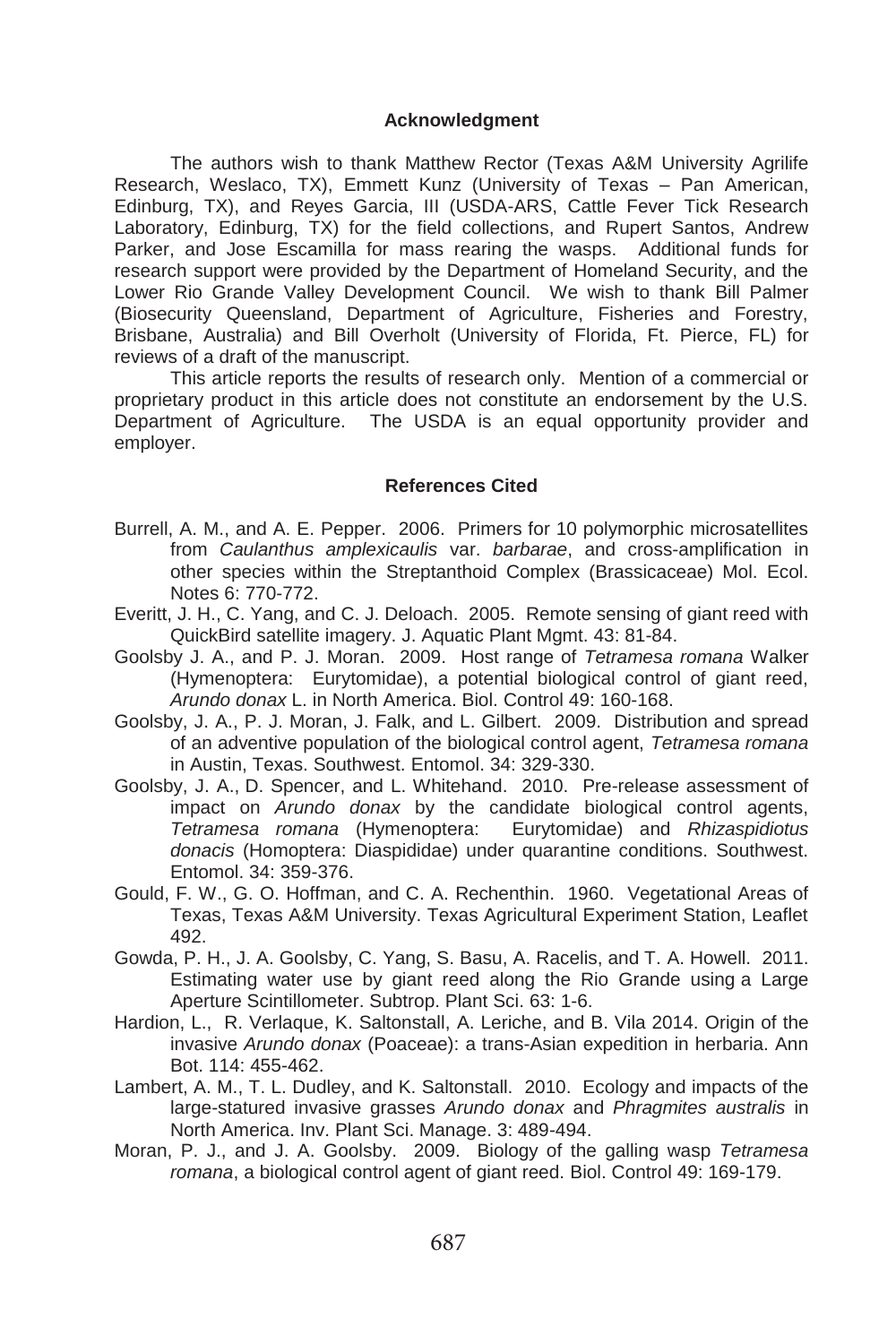## Acknowledgment

The authors wish to thank Matthew Rector (Texas A&M University Agrilife Research, Weslaco, TX), Emmett Kunz (University of Texas – Pan American, Edinburg, TX), and Reyes Garcia, III (USDA-ARS, Cattle Fever Tick Research Laboratory, Edinburg, TX) for the field collections, and Rupert Santos, Andrew Parker, and Jose Escamilla for mass rearing the wasps. Additional funds for research support were provided by the Department of Homeland Security, and the Lower Rio Grande Valley Development Council. We wish to thank Bill Palmer (Biosecurity Queensland, Department of Agriculture, Fisheries and Forestry, Brisbane, Australia) and Bill Overholt (University of Florida, Ft. Pierce, FL) for reviews of a draft of the manuscript.

This article reports the results of research only. Mention of a commercial or proprietary product in this article does not constitute an endorsement by the U.S. Department of Agriculture. The USDA is an equal opportunity provider and employer.

## References Cited

Burrell, A. M., and A. E. Pepper. 2006. Primers for 10 polymorphic microsatellites from *Caulanthus amplexicaulis* var. *barbarae*, and cross-amplification in other species within the Streptanthoid Complex (Brassicaceae) Mol. Ecol. Notes 6: 770-772.

Everitt, J. H., C. Yang, and C. J. Deloach. 2005. Remote sensing of giant reed with QuickBird satellite imagery. J. Aquatic Plant Mgmt. 43: 81-84.

Goolsby J. A., and P. J. Moran. 2009. Host range of *Tetramesa romana* Walker (Hymenoptera: Eurytomidae), a potential biological control of giant reed, *Arundo donax* L. in North America. Biol. Control 49: 160-168.

Goolsby, J. A., P. J. Moran, J. Falk, and L. Gilbert. 2009. Distribution and spread of an adventive population of the biological control agent, *Tetramesa romana* in Austin, Texas. Southwest. Entomol. 34: 329-330.

Goolsby, J. A., D. Spencer, and L. Whitehand. 2010. Pre-release assessment of impact on *Arundo donax* by the candidate biological control agents, *Tetramesa romana* (Hymenoptera: Eurytomidae) and *Rhizaspidiotus donacis* (Homoptera: Diaspididae) under quarantine conditions. Southwest. Entomol. 34: 359-376.

Gould, F. W., G. O. Hoffman, and C. A. Rechenthin. 1960. Vegetational Areas of Texas, Texas A&M University. Texas Agricultural Experiment Station, Leaflet 492.

Gowda, P. H., J. A. Goolsby, C. Yang, S. Basu, A. Racelis, and T. A. Howell. 2011. Estimating water use by giant reed along the Rio Grande using a Large Aperture Scintillometer. Subtrop. Plant Sci. 63: 1-6.

Hardion, L., R. Verlaque, K. Saltonstall, A. Leriche, and B. Vila 2014. Origin of the invasive *Arundo donax* (Poaceae): a trans-Asian expedition in herbaria. Ann Bot. 114: 455-462.

Lambert, A. M., T. L. Dudley, and K. Saltonstall. 2010. Ecology and impacts of the large-statured invasive grasses *Arundo donax* and *Phragmites australis* in North America. Inv. Plant Sci. Manage. 3: 489-494.

Moran, P. J., and J. A. Goolsby. 2009. Biology of the galling wasp *Tetramesa romana*, a biological control agent of giant reed. Biol. Control 49: 169-179.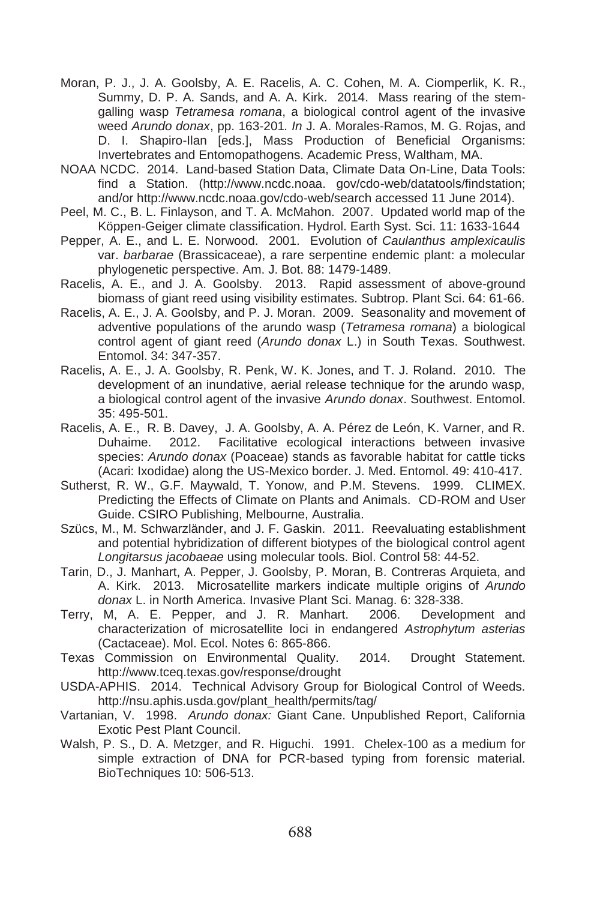Moran, P. J., J. A. Goolsby, A. E. Racelis, A. C. Cohen, M. A. Ciomperlik, K. R., Summy, D. P. A. Sands, and A. A. Kirk. 2014. Mass rearing of the stem-galling wasp *Tetramesa romana*, a biological control agent of the invasive weed *Arundo donax*, pp. 163-201*. In* J. A. Morales-Ramos, M. G. Rojas, and D. I. Shapiro-Ilan [eds.], Mass Production of Beneficial Organisms: Invertebrates and Entomopathogens. Academic Press, Waltham, MA.

NOAA NCDC. 2014. Land-based Station Data, Climate Data On-Line, Data Tools: find a Station. (http://www.ncdc.noaa. gov/cdo-web/datatools/findstation; and/or http://www.ncdc.noaa.gov/cdo-web/search accessed 11 June 2014).

Peel, M. C., B. L. Finlayson, and T. A. McMahon. 2007. Updated world map of the Köppen-Geiger climate classification. Hydrol. Earth Syst. Sci. 11: 1633-1644

Pepper, A. E., and L. E. Norwood. 2001. Evolution of *Caulanthus amplexicaulis* var. *barbarae* (Brassicaceae), a rare serpentine endemic plant: a molecular phylogenetic perspective. Am. J. Bot. 88: 1479-1489.

Racelis, A. E., and J. A. Goolsby. 2013. Rapid assessment of above-ground biomass of giant reed using visibility estimates. Subtrop. Plant Sci. 64: 61-66.

Racelis, A. E., J. A. Goolsby, and P. J. Moran. 2009. Seasonality and movement of adventive populations of the arundo wasp (*Tetramesa romana*) a biological control agent of giant reed (*Arundo donax* L.) in South Texas. Southwest. Entomol. 34: 347-357.

Racelis, A. E., J. A. Goolsby, R. Penk, W. K. Jones, and T. J. Roland. 2010. The development of an inundative, aerial release technique for the arundo wasp, a biological control agent of the invasive *Arundo donax*. Southwest. Entomol. 35: 495-501.

Racelis, A. E., R. B. Davey, J. A. Goolsby, A. A. Pérez de León, K. Varner, and R. Duhaime. 2012. Facilitative ecological interactions between invasive species: *Arundo donax* (Poaceae) stands as favorable habitat for cattle ticks (Acari: Ixodidae) along the US-Mexico border. J. Med. Entomol. 49: 410-417.

Sutherst, R. W., G.F. Maywald, T. Yonow, and P.M. Stevens. 1999. CLIMEX. Predicting the Effects of Climate on Plants and Animals. CD-ROM and User Guide. CSIRO Publishing, Melbourne, Australia.

Szücs, M., M. Schwarzländer, and J. F. Gaskin. 2011. Reevaluating establishment and potential hybridization of different biotypes of the biological control agent *Longitarsus jacobaeae* using molecular tools. Biol. Control 58: 44-52.

Tarin, D., J. Manhart, A. Pepper, J. Goolsby, P. Moran, B. Contreras Arquieta, and A. Kirk. 2013. Microsatellite markers indicate multiple origins of *Arundo donax* L. in North America. Invasive Plant Sci. Manag. 6: 328-338.

Terry, M, A. E. Pepper, and J. R. Manhart. 2006. Development and characterization of microsatellite loci in endangered *Astrophytum asterias* (Cactaceae). Mol. Ecol. Notes 6: 865-866.

Texas Commission on Environmental Quality. 2014. Drought Statement. http://www.tceq.texas.gov/response/drought

USDA-APHIS. 2014. Technical Advisory Group for Biological Control of Weeds. http://nsu.aphis.usda.gov/plant_health/permits/tag/

Vartanian, V. 1998. *Arundo donax:* Giant Cane. Unpublished Report, California Exotic Pest Plant Council.

Walsh, P. S., D. A. Metzger, and R. Higuchi. 1991. Chelex-100 as a medium for simple extraction of DNA for PCR-based typing from forensic material. BioTechniques 10: 506-513.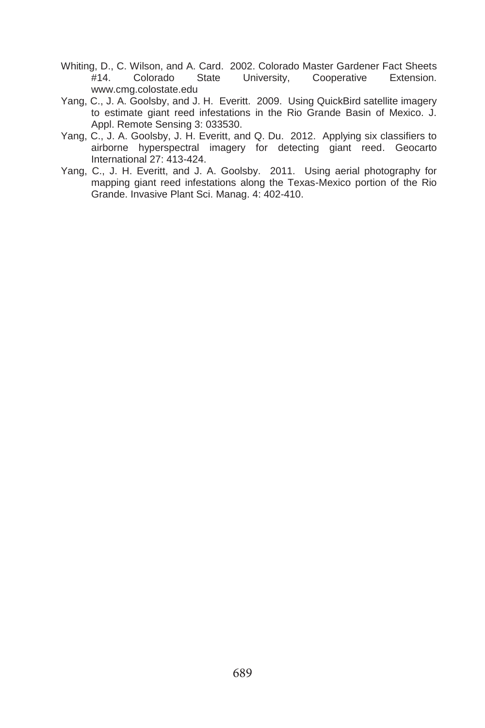Whiting, D., C. Wilson, and A. Card. 2002. Colorado Master Gardener Fact Sheets #14. Colorado State University, Cooperative Extension. www.cmg.colostate.edu

Yang, C., J. A. Goolsby, and J. H. Everitt. 2009. Using QuickBird satellite imagery to estimate giant reed infestations in the Rio Grande Basin of Mexico. J. Appl. Remote Sensing 3: 033530.

Yang, C., J. A. Goolsby, J. H. Everitt, and Q. Du. 2012. Applying six classifiers to airborne hyperspectral imagery for detecting giant reed. Geocarto International 27: 413-424.

Yang, C., J. H. Everitt, and J. A. Goolsby. 2011. Using aerial photography for mapping giant reed infestations along the Texas-Mexico portion of the Rio Grande. Invasive Plant Sci. Manag. 4: 402-410.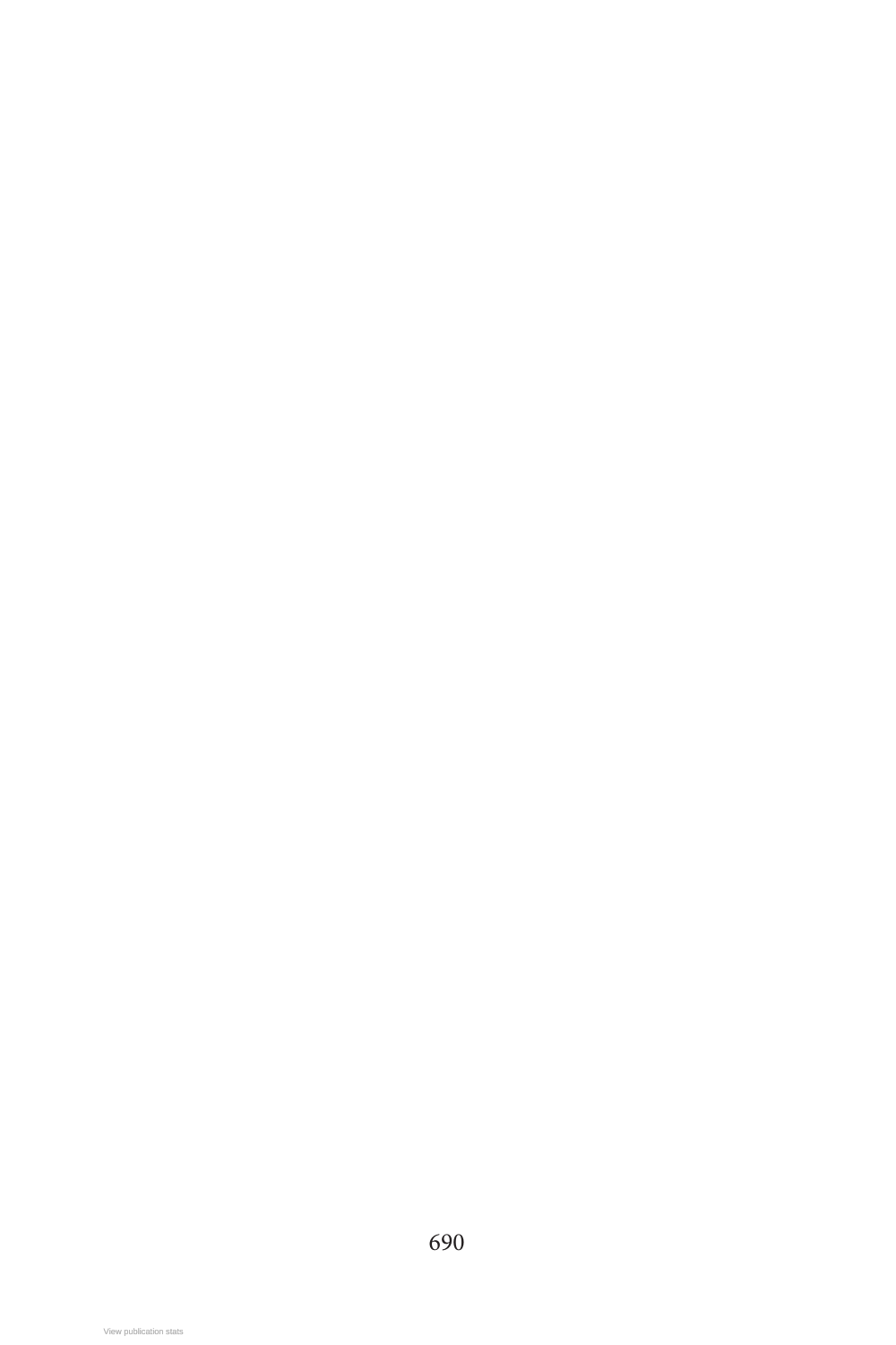View publication stats